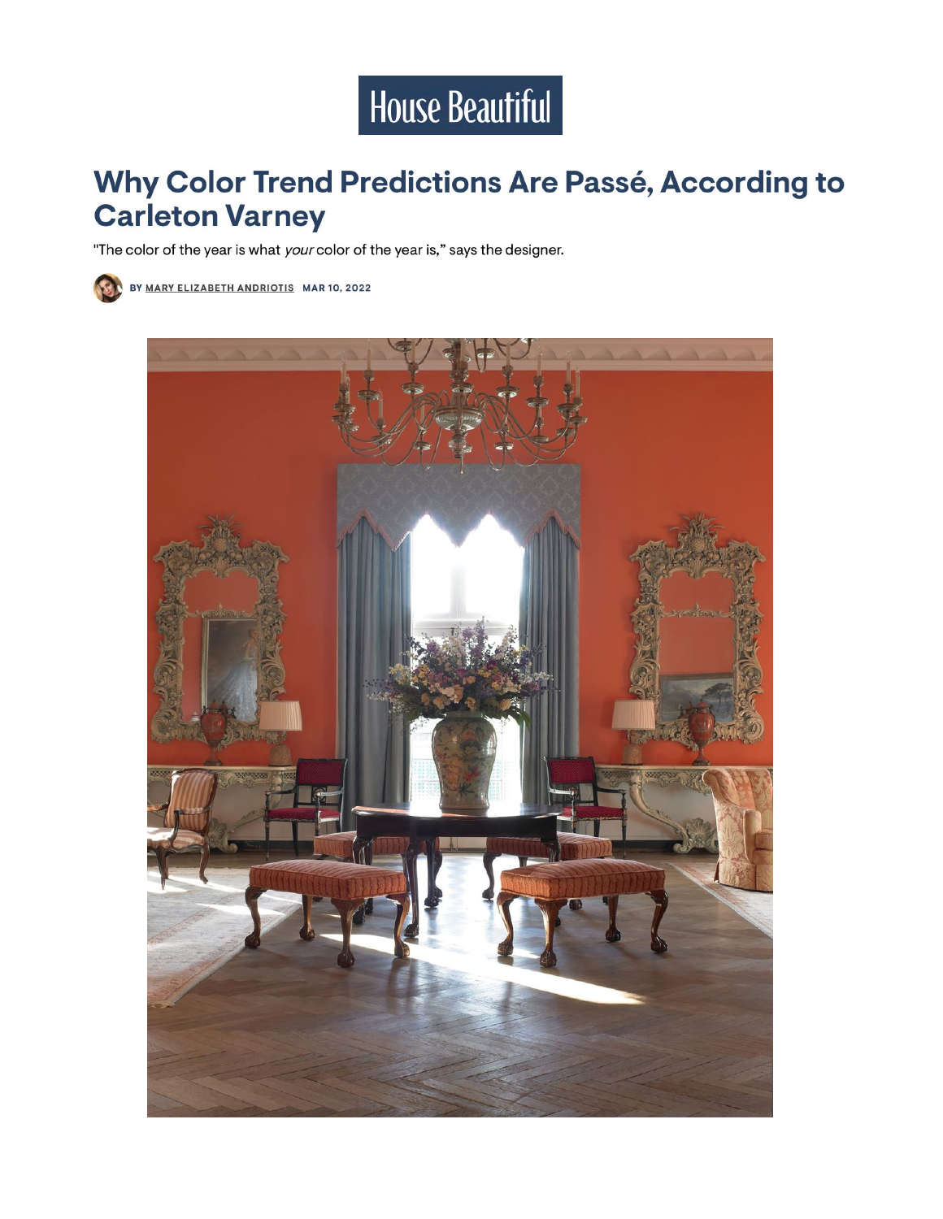House Beautiful

# Why Color Trend Predictions Are Passé, According to Carleton Varney

"The color of the year is what *your* color of the year is," says the designer.

BY MARY ELIZABETH ANDRIOTIS MAR 10, 2022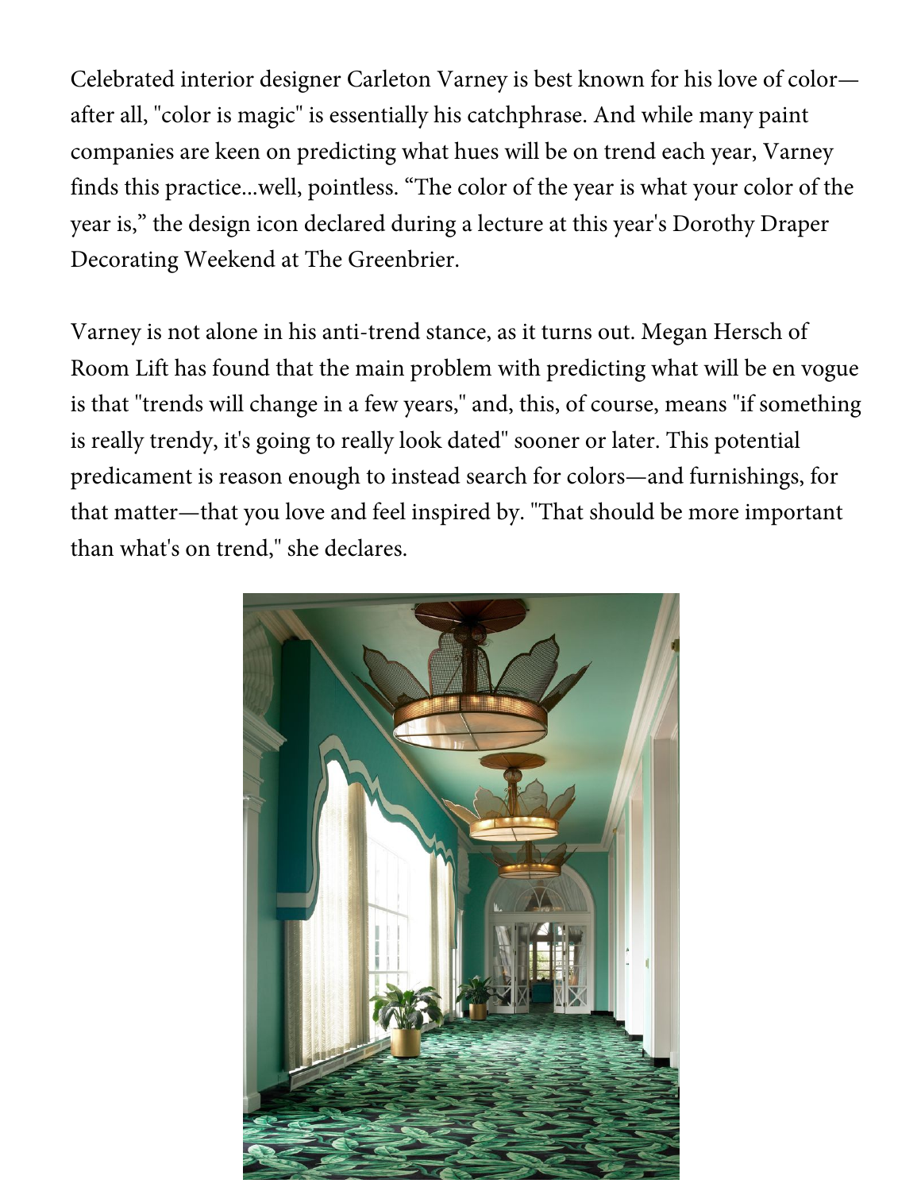Celebrated interior designer Carleton Varney is best known for his love of color—after all, "color is magic" is essentially his catchphrase. And while many paint companies are keen on predicting what hues will be on trend each year, Varney finds this practice...well, pointless. “The color of the year is what your color of the year is,” the design icon declared during a lecture at this year's Dorothy Draper Decorating Weekend at The Greenbrier.

Varney is not alone in his anti-trend stance, as it turns out. Megan Hersch of Room Lift has found that the main problem with predicting what will be en vogue is that "trends will change in a few years," and, this, of course, means "if something is really trendy, it's going to really look dated" sooner or later. This potential predicament is reason enough to instead search for colors—and furnishings, for that matter—that you love and feel inspired by. "That should be more important than what's on trend," she declares.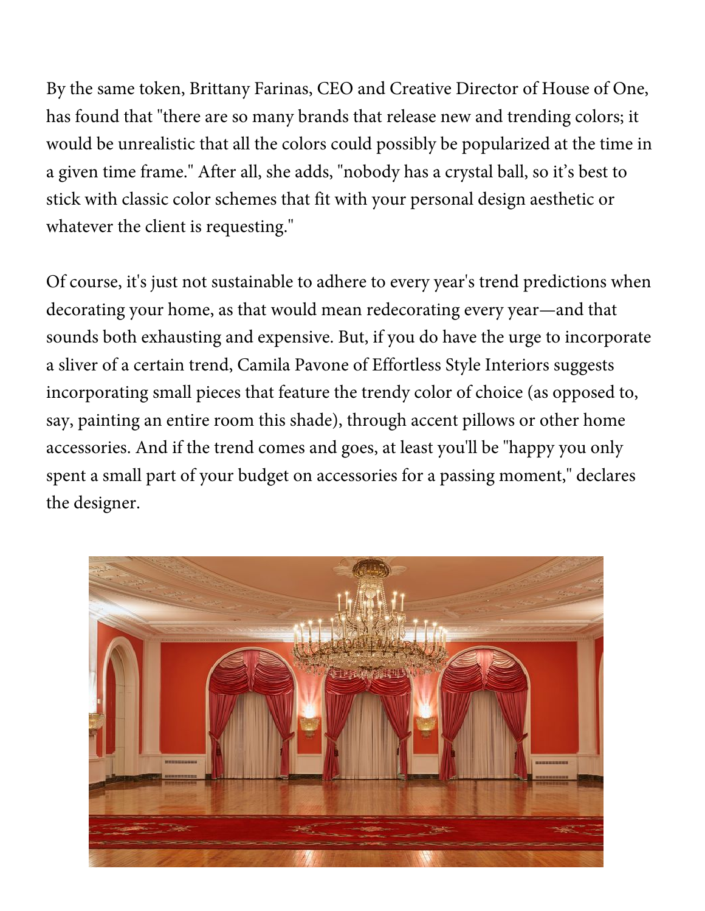By the same token, Brittany Farinas, CEO and Creative Director of House of One, has found that "there are so many brands that release new and trending colors; it would be unrealistic that all the colors could possibly be popularized at the time in a given time frame." After all, she adds, "nobody has a crystal ball, so it’s best to stick with classic color schemes that fit with your personal design aesthetic or whatever the client is requesting."

Of course, it's just not sustainable to adhere to every year's trend predictions when decorating your home, as that would mean redecorating every year—and that sounds both exhausting and expensive. But, if you do have the urge to incorporate a sliver of a certain trend, Camila Pavone of Effortless Style Interiors suggests incorporating small pieces that feature the trendy color of choice (as opposed to, say, painting an entire room this shade), through accent pillows or other home accessories. And if the trend comes and goes, at least you'll be "happy you only spent a small part of your budget on accessories for a passing moment," declares the designer.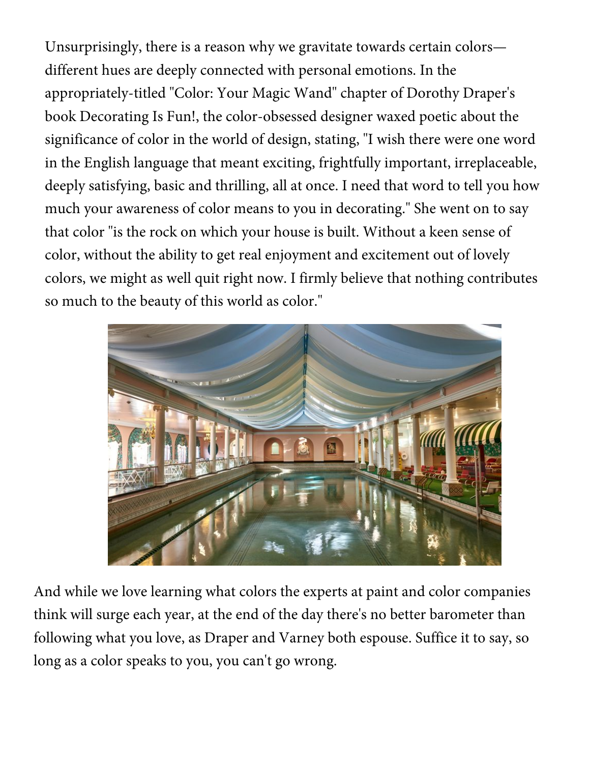Unsurprisingly, there is a reason why we gravitate towards certain colors—different hues are deeply connected with personal emotions. In the appropriately-titled "Color: Your Magic Wand" chapter of Dorothy Draper's book Decorating Is Fun!, the color-obsessed designer waxed poetic about the significance of color in the world of design, stating, "I wish there were one word in the English language that meant exciting, frightfully important, irreplaceable, deeply satisfying, basic and thrilling, all at once. I need that word to tell you how much your awareness of color means to you in decorating." She went on to say that color "is the rock on which your house is built. Without a keen sense of color, without the ability to get real enjoyment and excitement out of lovely colors, we might as well quit right now. I firmly believe that nothing contributes so much to the beauty of this world as color."

And while we love learning what colors the experts at paint and color companies think will surge each year, at the end of the day there's no better barometer than following what you love, as Draper and Varney both espouse. Suffice it to say, so long as a color speaks to you, you can't go wrong.